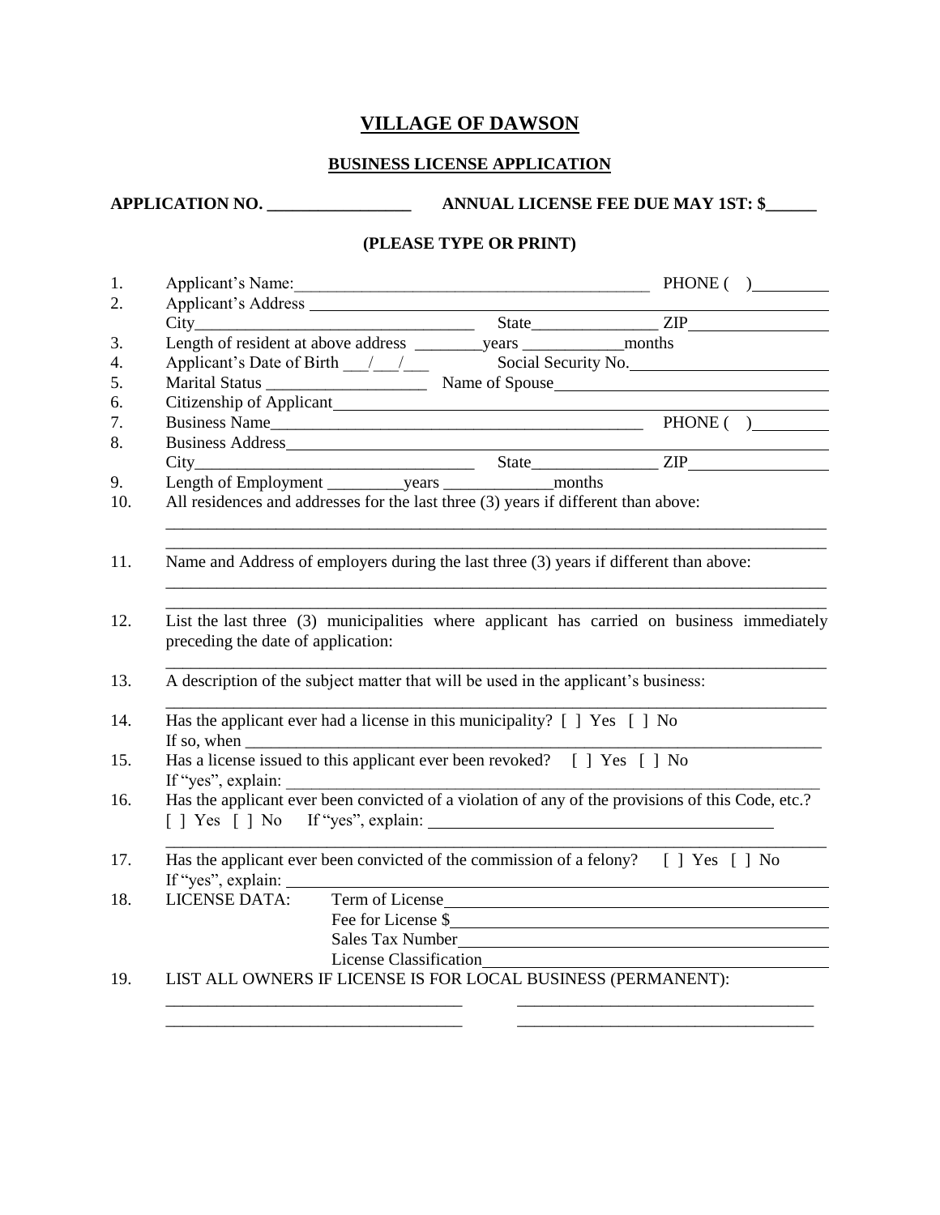# VILLAGE OF DAWSON

## BUSINESS LICENSE APPLICATION

**APPLICATION NO. _________________     ANNUAL LICENSE FEE DUE MAY 1ST: $______**

**(PLEASE TYPE OR PRINT)**

1. Applicant's Name:_________________________________________ PHONE (   )_________
2. Applicant's Address ______________________________________________________
   City_________________________________ State_______________ ZIP_________________
3. Length of resident at above address ________years ____________months
4. Applicant's Date of Birth ___/___/___     Social Security No.________________________
5. Marital Status __________________ Name of Spouse_________________________________
6. Citizenship of Applicant_______________________________________________________
7. Business Name_____________________________________________ PHONE (   )_________
8. Business Address____________________________________________________________
   City_________________________________ State_______________ ZIP_________________
9. Length of Employment _________years _____________months
10. All residences and addresses for the last three (3) years if different than above:
    ______________________________________________________________________________
    ______________________________________________________________________________
11. Name and Address of employers during the last three (3) years if different than above:
    ______________________________________________________________________________
    ______________________________________________________________________________
12. List the last three (3) municipalities where applicant has carried on business immediately preceding the date of application:
    ______________________________________________________________________________
13. A description of the subject matter that will be used in the applicant's business:
    ______________________________________________________________________________
14. Has the applicant ever had a license in this municipality? [ ] Yes [ ] No
    If so, when ________________________________________________________________________
15. Has a license issued to this applicant ever been revoked? [ ] Yes [ ] No
    If "yes", explain: ___________________________________________________________________
16. Has the applicant ever been convicted of a violation of any of the provisions of this Code, etc.?
    [ ] Yes [ ] No If "yes", explain: __________________________________________
    ______________________________________________________________________________
17. Has the applicant ever been convicted of the commission of a felony? [ ] Yes [ ] No
    If "yes", explain: ___________________________________________________________________
18. LICENSE DATA:
    Term of License_________________________________________________
    Fee for License $________________________________________________
    Sales Tax Number_______________________________________________
    License Classification____________________________________________
19. LIST ALL OWNERS IF LICENSE IS FOR LOCAL BUSINESS (PERMANENT):
    ___________________________________     ___________________________________
    ___________________________________     ___________________________________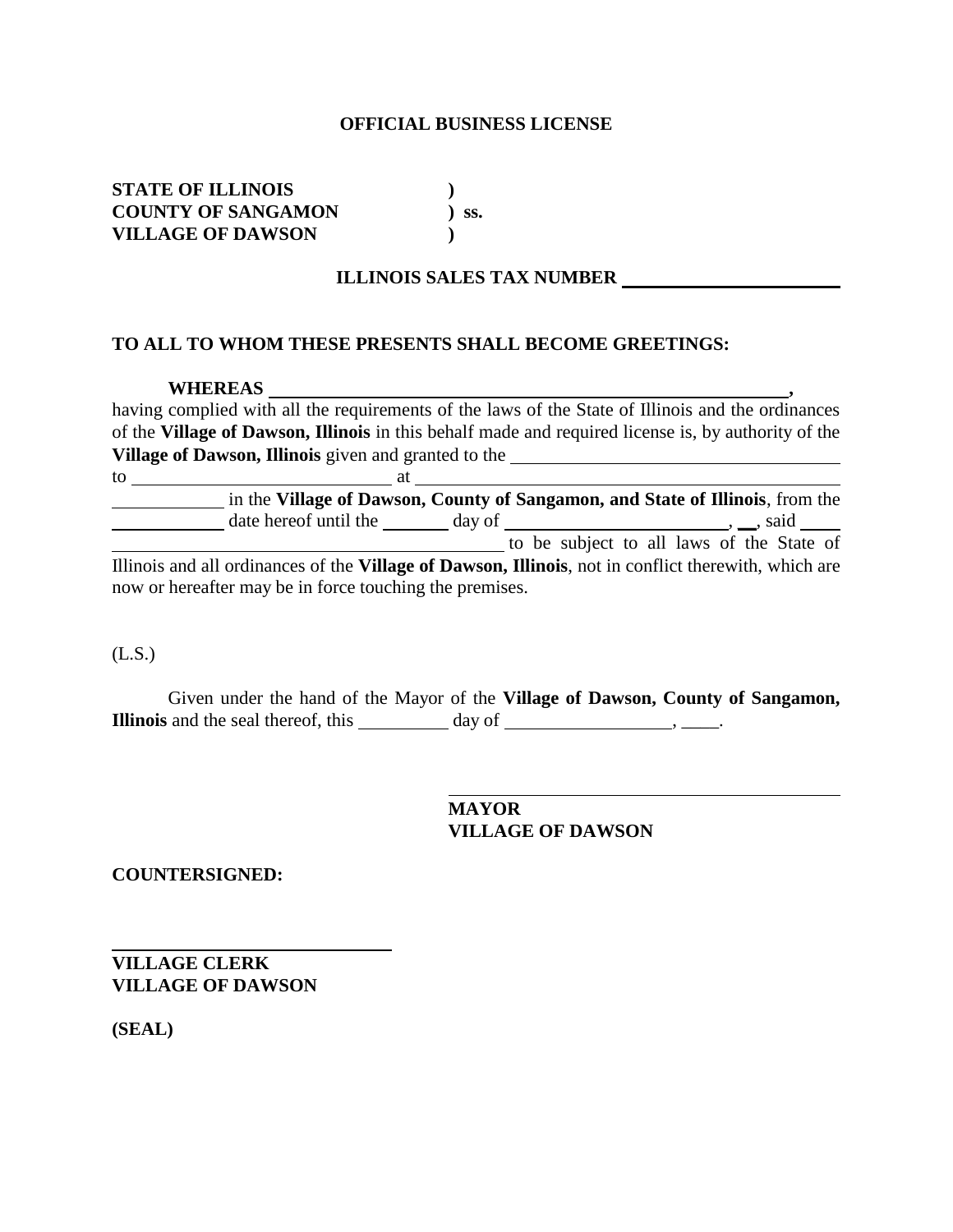# OFFICIAL BUSINESS LICENSE

**STATE OF ILLINOIS )**
**COUNTY OF SANGAMON ) ss.**
**VILLAGE OF DAWSON )**

**ILLINOIS SALES TAX NUMBER ________________________**

**TO ALL TO WHOM THESE PRESENTS SHALL BECOME GREETINGS:**

**WHEREAS ____________________________________________________________,** having complied with all the requirements of the laws of the State of Illinois and the ordinances of the **Village of Dawson, Illinois** in this behalf made and required license is, by authority of the **Village of Dawson, Illinois** given and granted to the ________________________________ to ____________________________ at ____________________________________________ ____________ in the **Village of Dawson, County of Sangamon, and State of Illinois**, from the ____________ date hereof until the ________ day of ________________________, __, said ____ ________________________________________ to be subject to all laws of the State of Illinois and all ordinances of the **Village of Dawson, Illinois**, not in conflict therewith, which are now or hereafter may be in force touching the premises.

(L.S.)

Given under the hand of the Mayor of the **Village of Dawson, County of Sangamon, Illinois** and the seal thereof, this __________ day of __________________, ____.

________________________________________
**MAYOR**
**VILLAGE OF DAWSON**

**COUNTERSIGNED:**

______________________________
**VILLAGE CLERK**
**VILLAGE OF DAWSON**

**(SEAL)**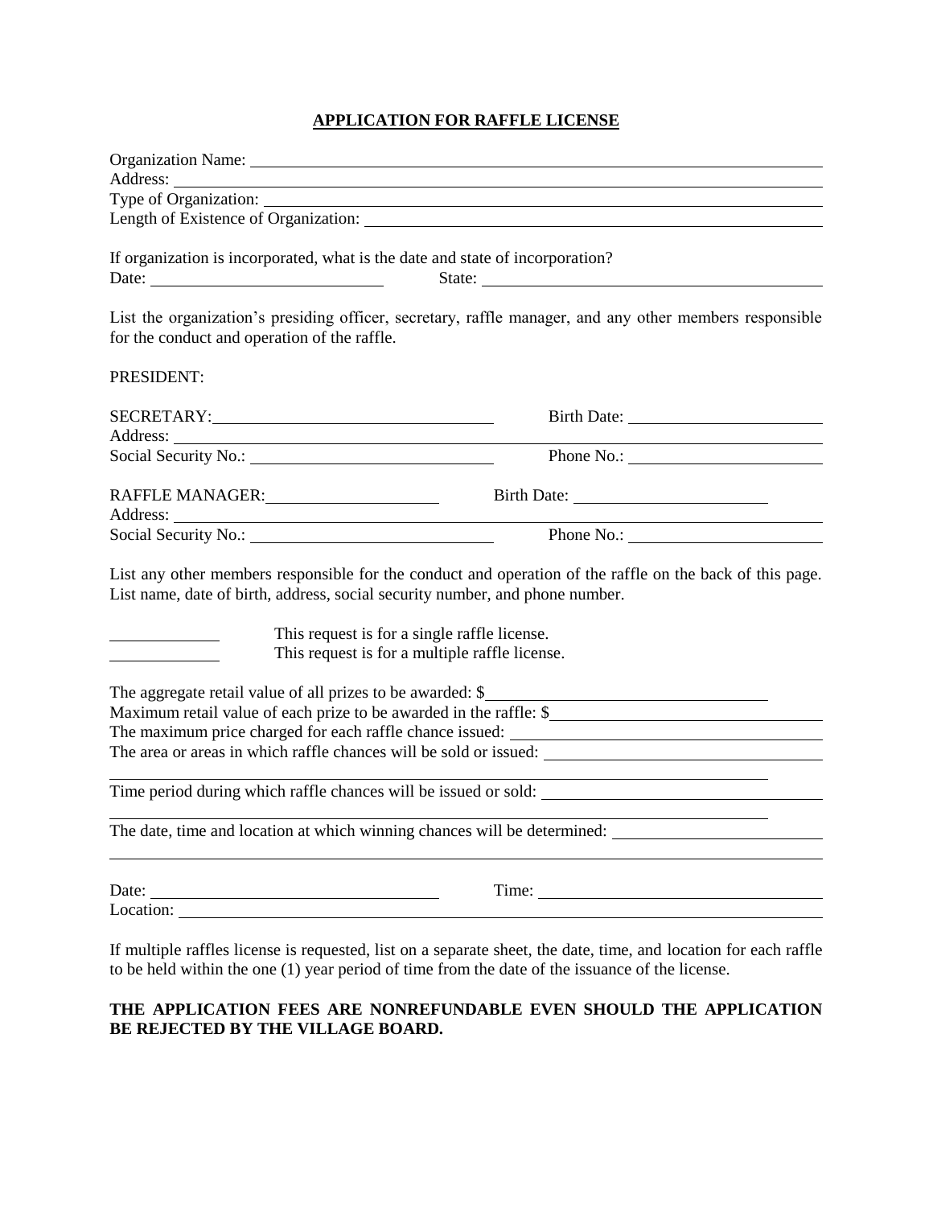# APPLICATION FOR RAFFLE LICENSE

Organization Name: ______________________________________________

Address: ______________________________________________

Type of Organization: ______________________________________________

Length of Existence of Organization: ______________________________________________

If organization is incorporated, what is the date and state of incorporation?

Date: ____________________ State: ______________________________

List the organization's presiding officer, secretary, raffle manager, and any other members responsible for the conduct and operation of the raffle.

PRESIDENT:

SECRETARY: ______________________ Birth Date: ____________________

Address: ______________________________________________

Social Security No.: ____________________ Phone No.: ____________________

RAFFLE MANAGER: ______________________ Birth Date: ____________________

Address: ______________________________________________

Social Security No.: ____________________ Phone No.: ____________________

List any other members responsible for the conduct and operation of the raffle on the back of this page. List name, date of birth, address, social security number, and phone number.

__________ This request is for a single raffle license.

__________ This request is for a multiple raffle license.

The aggregate retail value of all prizes to be awarded: $____________________

Maximum retail value of each prize to be awarded in the raffle: $____________________

The maximum price charged for each raffle chance issued: ____________________

The area or areas in which raffle chances will be sold or issued: ____________________

______________________________________________

Time period during which raffle chances will be issued or sold: ____________________

______________________________________________

The date, time and location at which winning chances will be determined: ____________________

______________________________________________

Date: ____________________ Time: ____________________

Location: ______________________________________________

If multiple raffles license is requested, list on a separate sheet, the date, time, and location for each raffle to be held within the one (1) year period of time from the date of the issuance of the license.

**THE APPLICATION FEES ARE NONREFUNDABLE EVEN SHOULD THE APPLICATION BE REJECTED BY THE VILLAGE BOARD.**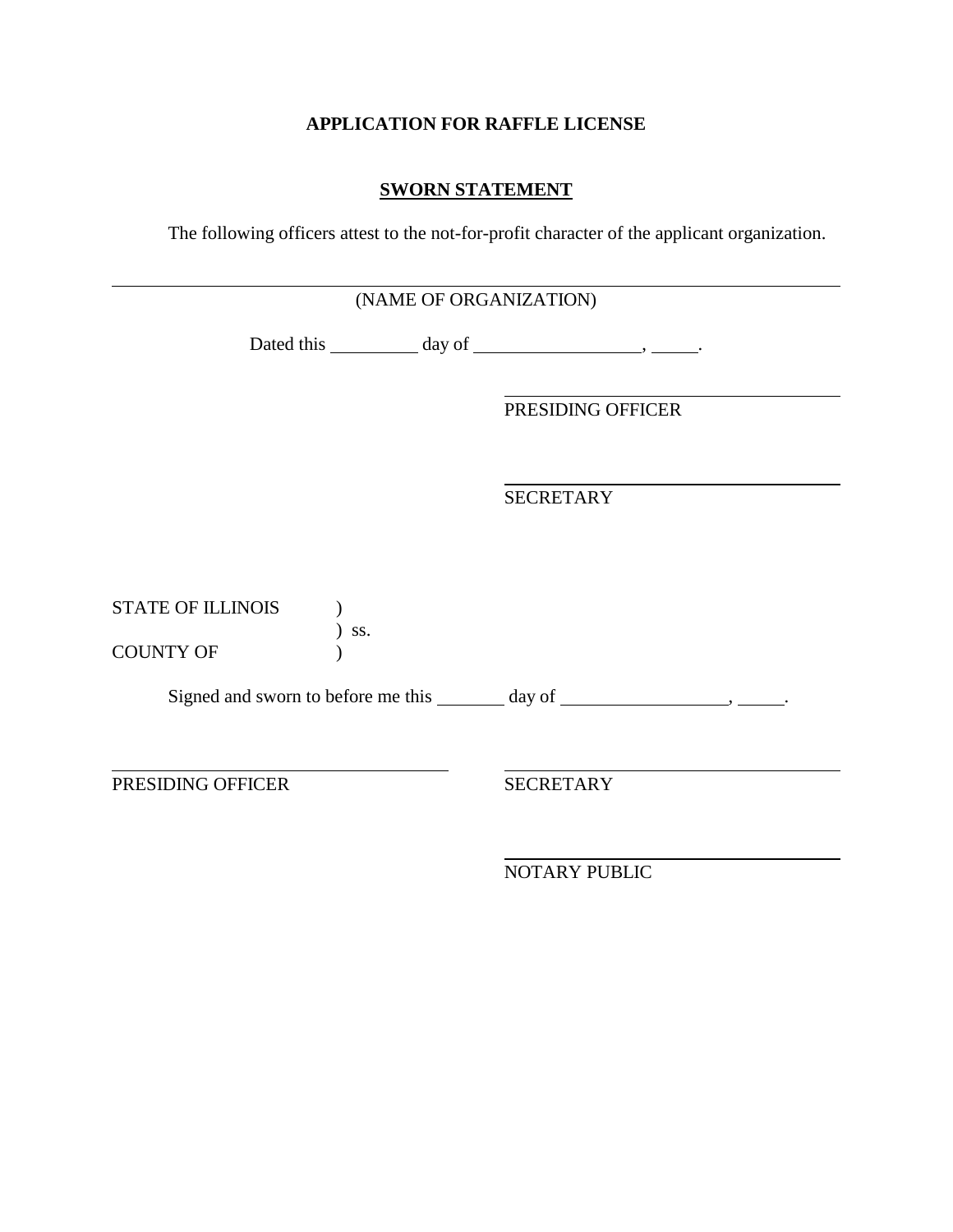**APPLICATION FOR RAFFLE LICENSE**

**SWORN STATEMENT**

The following officers attest to the not-for-profit character of the applicant organization.

\_\_\_\_\_\_\_\_\_\_\_\_\_\_\_\_\_\_\_\_\_\_\_\_\_\_\_\_\_\_\_\_\_\_\_\_\_\_\_\_\_\_\_\_\_\_\_\_\_\_\_\_\_\_\_\_\_\_\_\_

(NAME OF ORGANIZATION)

Dated this \_\_\_\_\_\_\_\_\_\_ day of \_\_\_\_\_\_\_\_\_\_\_\_\_\_\_\_\_\_, \_\_\_\_\_.

\_\_\_\_\_\_\_\_\_\_\_\_\_\_\_\_\_\_\_\_\_\_\_\_\_\_\_\_\_\_\_\_\_\_\_\_\_\_

PRESIDING OFFICER

\_\_\_\_\_\_\_\_\_\_\_\_\_\_\_\_\_\_\_\_\_\_\_\_\_\_\_\_\_\_\_\_\_\_\_\_\_\_

SECRETARY

STATE OF ILLINOIS )
) ss.
COUNTY OF )

Signed and sworn to before me this \_\_\_\_\_\_\_\_ day of \_\_\_\_\_\_\_\_\_\_\_\_\_\_\_\_\_\_, \_\_\_\_\_.

\_\_\_\_\_\_\_\_\_\_\_\_\_\_\_\_\_\_\_\_\_\_\_\_\_\_\_\_\_\_\_\_\_\_\_\_\_\_

PRESIDING OFFICER

\_\_\_\_\_\_\_\_\_\_\_\_\_\_\_\_\_\_\_\_\_\_\_\_\_\_\_\_\_\_\_\_\_\_\_\_\_\_

SECRETARY

\_\_\_\_\_\_\_\_\_\_\_\_\_\_\_\_\_\_\_\_\_\_\_\_\_\_\_\_\_\_\_\_\_\_\_\_\_\_

NOTARY PUBLIC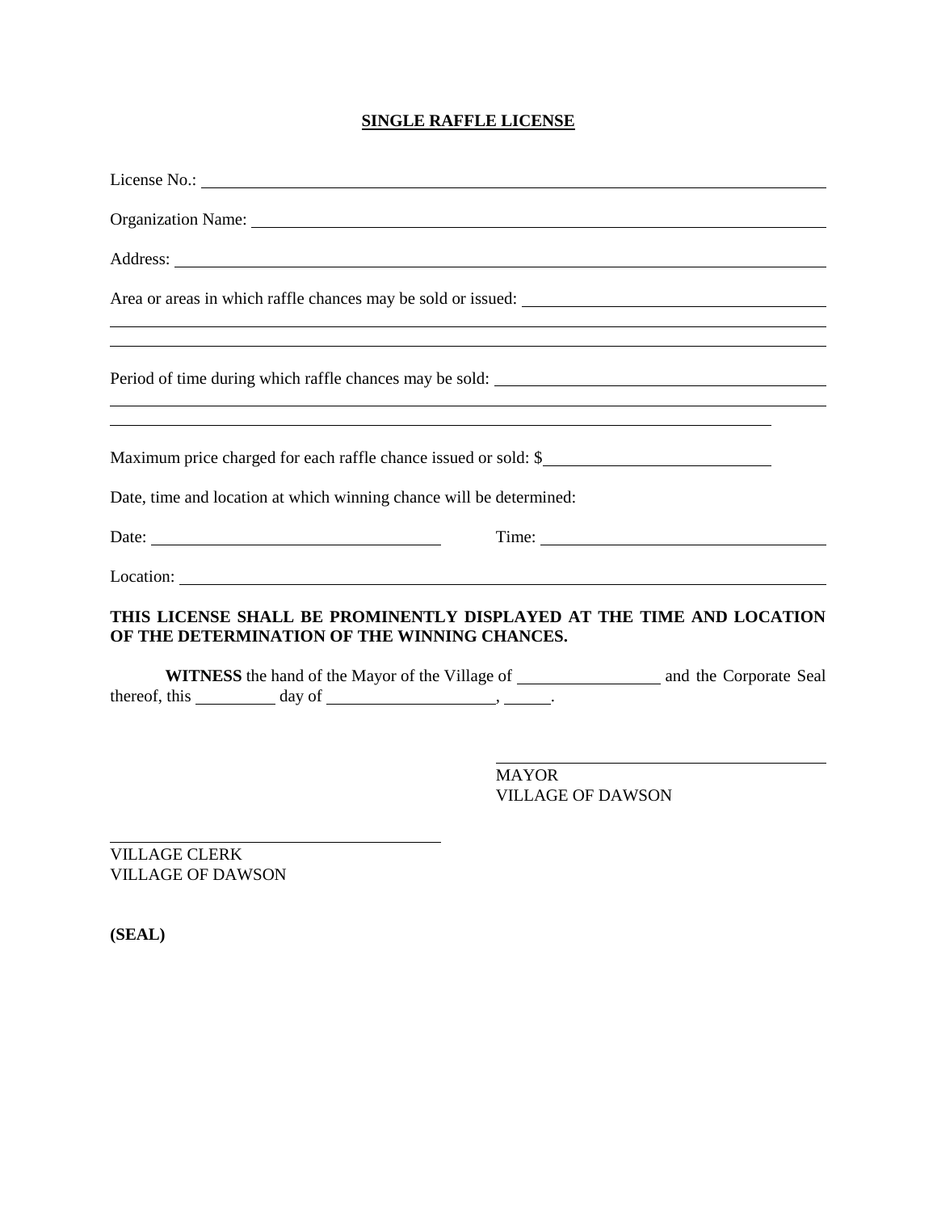**SINGLE RAFFLE LICENSE**

License No.: ______________________________________________________________

Organization Name: ________________________________________________________

Address: _________________________________________________________________

Area or areas in which raffle chances may be sold or issued: ___________________________
__________________________________________________________________________
__________________________________________________________________________

Period of time during which raffle chances may be sold: ______________________________
__________________________________________________________________________
______________________________________________________________________

Maximum price charged for each raffle chance issued or sold: $_____________________

Date, time and location at which winning chance will be determined:

Date: ___________________________ Time: ___________________________

Location: _________________________________________________________________

**THIS LICENSE SHALL BE PROMINENTLY DISPLAYED AT THE TIME AND LOCATION OF THE DETERMINATION OF THE WINNING CHANCES.**

**WITNESS** the hand of the Mayor of the Village of ______________ and the Corporate Seal thereof, this ________ day of __________________, _____.

______________________________
MAYOR
VILLAGE OF DAWSON

______________________________
VILLAGE CLERK
VILLAGE OF DAWSON

**(SEAL)**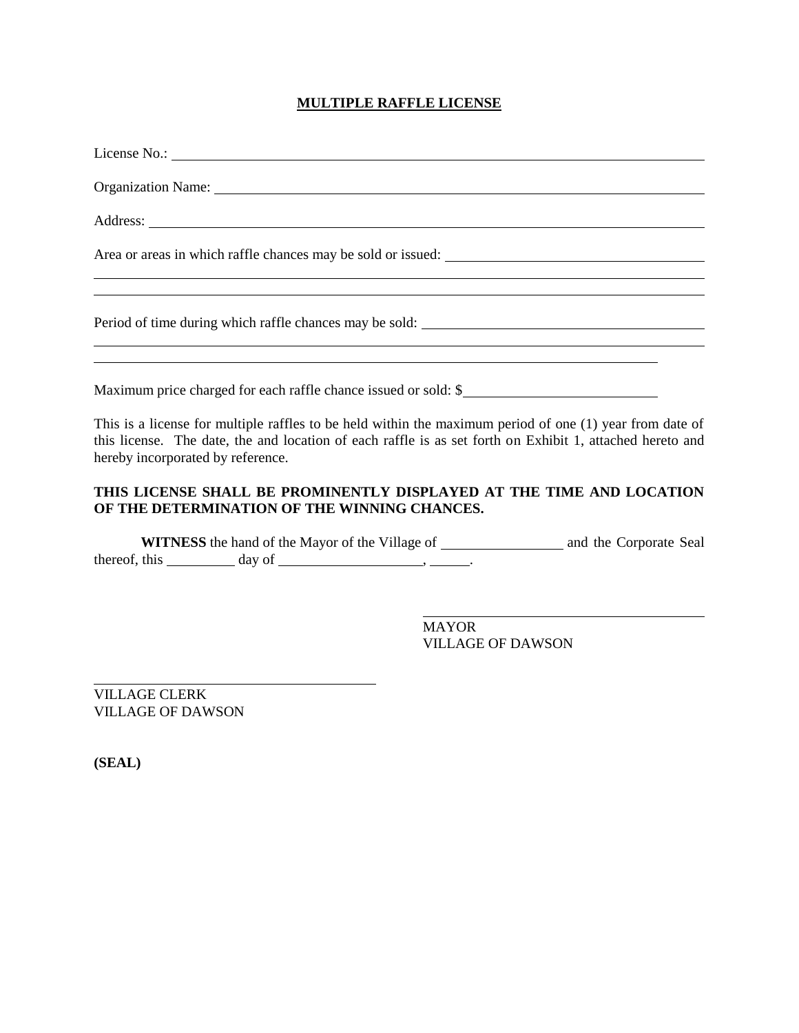**MULTIPLE RAFFLE LICENSE**

License No.: ______________________________________________________________

Organization Name: _________________________________________________________

Address: ________________________________________________________________

Area or areas in which raffle chances may be sold or issued: _______________________________
__________________________________________________________________________
__________________________________________________________________________

Period of time during which raffle chances may be sold: ___________________________________
__________________________________________________________________________
______________________________________________________________________

Maximum price charged for each raffle chance issued or sold: $________________________

This is a license for multiple raffles to be held within the maximum period of one (1) year from date of this license. The date, the and location of each raffle is as set forth on Exhibit 1, attached hereto and hereby incorporated by reference.

**THIS LICENSE SHALL BE PROMINENTLY DISPLAYED AT THE TIME AND LOCATION OF THE DETERMINATION OF THE WINNING CHANCES.**

**WITNESS** the hand of the Mayor of the Village of ______________ and the Corporate Seal thereof, this ________ day of __________________, _____.

____________________________________
MAYOR
VILLAGE OF DAWSON

____________________________________
VILLAGE CLERK
VILLAGE OF DAWSON

**(SEAL)**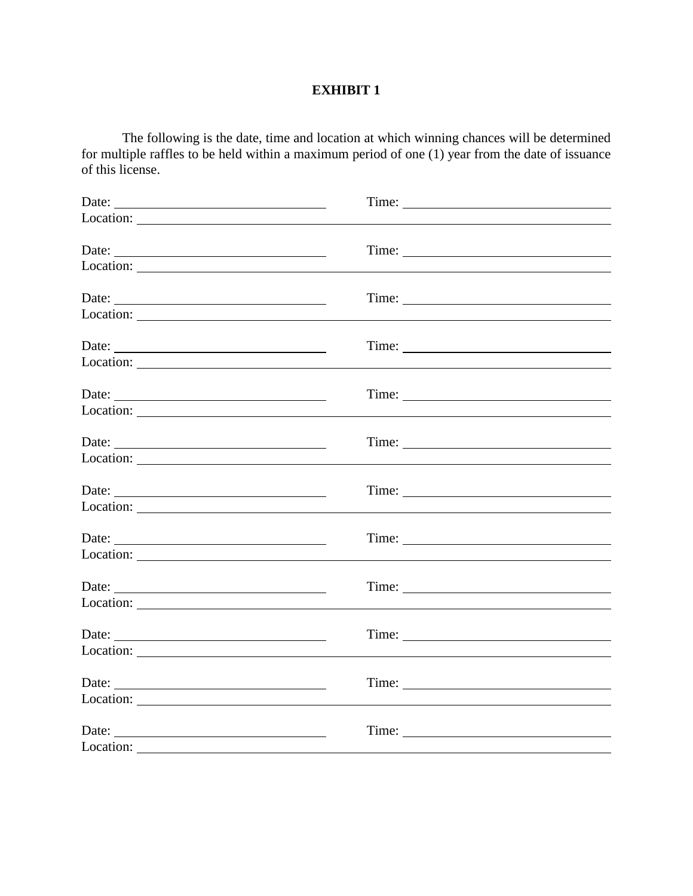**EXHIBIT 1**

The following is the date, time and location at which winning chances will be determined for multiple raffles to be held within a maximum period of one (1) year from the date of issuance of this license.

Date: ______________________________ Time: ______________________________
Location: ____________________________________________________________

Date: ______________________________ Time: ______________________________
Location: ____________________________________________________________

Date: ______________________________ Time: ______________________________
Location: ____________________________________________________________

Date: ______________________________ Time: ______________________________
Location: ____________________________________________________________

Date: ______________________________ Time: ______________________________
Location: ____________________________________________________________

Date: ______________________________ Time: ______________________________
Location: ____________________________________________________________

Date: ______________________________ Time: ______________________________
Location: ____________________________________________________________

Date: ______________________________ Time: ______________________________
Location: ____________________________________________________________

Date: ______________________________ Time: ______________________________
Location: ____________________________________________________________

Date: ______________________________ Time: ______________________________
Location: ____________________________________________________________

Date: ______________________________ Time: ______________________________
Location: ____________________________________________________________

Date: ______________________________ Time: ______________________________
Location: ____________________________________________________________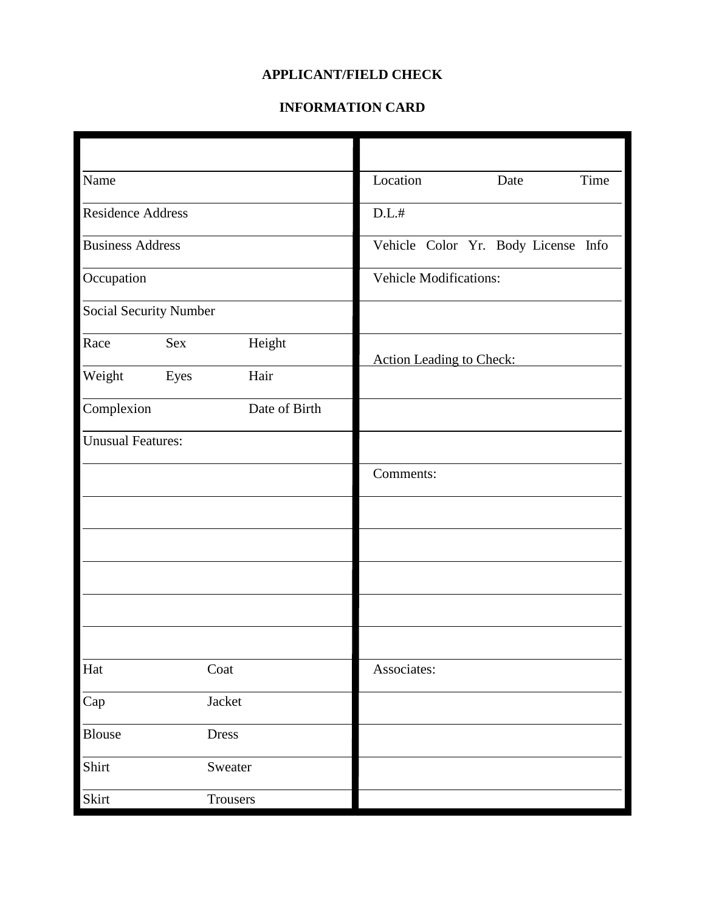**APPLICANT/FIELD CHECK**

**INFORMATION CARD**

| | |
|---|---|
| | |
| Name | Location Date Time |
| Residence Address | D.L.# |
| Business Address | Vehicle Color Yr. Body License Info |
| Occupation | Vehicle Modifications: |
| Social Security Number | |
| Race Sex Height | Action Leading to Check: |
| Weight Eyes Hair | |
| Complexion Date of Birth | |
| Unusual Features: | |
| | Comments: |
| | |
| | |
| | |
| | |
| | |
| Hat Coat | Associates: |
| Cap Jacket | |
| Blouse Dress | |
| Shirt Sweater | |
| Skirt Trousers | |